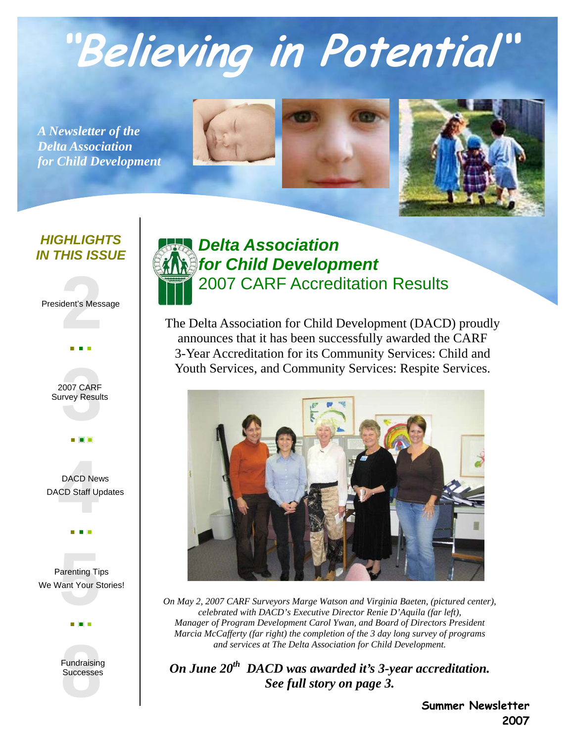# "Believing in Potential"

*A Newsletter of the Delta Association for Child Development*

## HIGHLIGHTS IN THIS ISSUE

- 2 — President's Message
- 3 — 2007 CARF Survey Results
- 4 — DACD News; DACD Staff Updates
- 5 — Parenting Tips; We Want Your Stories!
- 8 — Fundraising Successes

## Delta Association for Child Development

### 2007 CARF Accreditation Results

The Delta Association for Child Development (DACD) proudly announces that it has been successfully awarded the CARF 3-Year Accreditation for its Community Services: Child and Youth Services, and Community Services: Respite Services.

*On May 2, 2007 CARF Surveyors Marge Watson and Virginia Baeten, (pictured center), celebrated with DACD's Executive Director Renie D'Aquila (far left), Manager of Program Development Carol Ywan, and Board of Directors President Marcia McCafferty (far right) the completion of the 3 day long survey of programs and services at The Delta Association for Child Development.*

***On June 20th DACD was awarded it's 3-year accreditation. See full story on page 3.***

**Summer Newsletter 2007**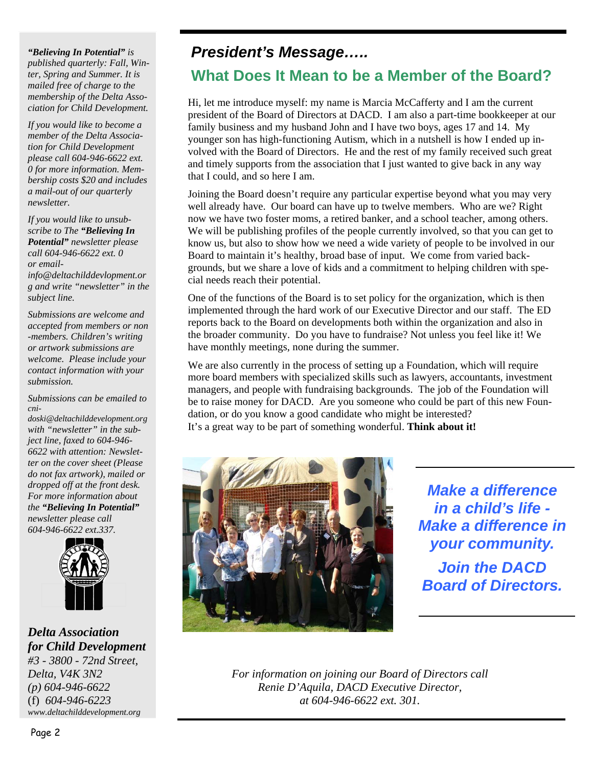*"**Believing In Potential**" is published quarterly: Fall, Winter, Spring and Summer. It is mailed free of charge to the membership of the Delta Association for Child Development.*

*If you would like to become a member of the Delta Association for Child Development please call 604-946-6622 ext. 0 for more information. Membership costs $20 and includes a mail-out of our quarterly newsletter.*

*If you would like to unsubscribe to The* ***"Believing In Potential"*** *newsletter please call 604-946-6622 ext. 0 or email- info@deltachilddevlopment.org and write "newsletter" in the subject line.*

*Submissions are welcome and accepted from members or non-members. Children's writing or artwork submissions are welcome. Please include your contact information with your submission.*

*Submissions can be emailed to cnidoski@deltachilddevelopment.org with "newsletter" in the subject line, faxed to 604-946-6622 with attention: Newsletter on the cover sheet (Please do not fax artwork), mailed or dropped off at the front desk. For more information about the* ***"Believing In Potential"*** *newsletter please call 604-946-6622 ext.337.*

***Delta Association for Child Development***
*#3 - 3800 - 72nd Street, Delta, V4K 3N2*
*(p) 604-946-6622*
(f) *604-946-6223*
*www.deltachilddevelopment.org*

## *President's Message…..*

## What Does It Mean to be a Member of the Board?

Hi, let me introduce myself: my name is Marcia McCafferty and I am the current president of the Board of Directors at DACD. I am also a part-time bookkeeper at our family business and my husband John and I have two boys, ages 17 and 14. My younger son has high-functioning Autism, which in a nutshell is how I ended up involved with the Board of Directors. He and the rest of my family received such great and timely supports from the association that I just wanted to give back in any way that I could, and so here I am.

Joining the Board doesn't require any particular expertise beyond what you may very well already have. Our board can have up to twelve members. Who are we? Right now we have two foster moms, a retired banker, and a school teacher, among others. We will be publishing profiles of the people currently involved, so that you can get to know us, but also to show how we need a wide variety of people to be involved in our Board to maintain it's healthy, broad base of input. We come from varied backgrounds, but we share a love of kids and a commitment to helping children with special needs reach their potential.

One of the functions of the Board is to set policy for the organization, which is then implemented through the hard work of our Executive Director and our staff. The ED reports back to the Board on developments both within the organization and also in the broader community. Do you have to fundraise? Not unless you feel like it! We have monthly meetings, none during the summer.

We are also currently in the process of setting up a Foundation, which will require more board members with specialized skills such as lawyers, accountants, investment managers, and people with fundraising backgrounds. The job of the Foundation will be to raise money for DACD. Are you someone who could be part of this new Foundation, or do you know a good candidate who might be interested?
It's a great way to be part of something wonderful. **Think about it!**

***Make a difference in a child's life - Make a difference in your community.***

***Join the DACD Board of Directors.***

*For information on joining our Board of Directors call Renie D'Aquila, DACD Executive Director, at 604-946-6622 ext. 301.*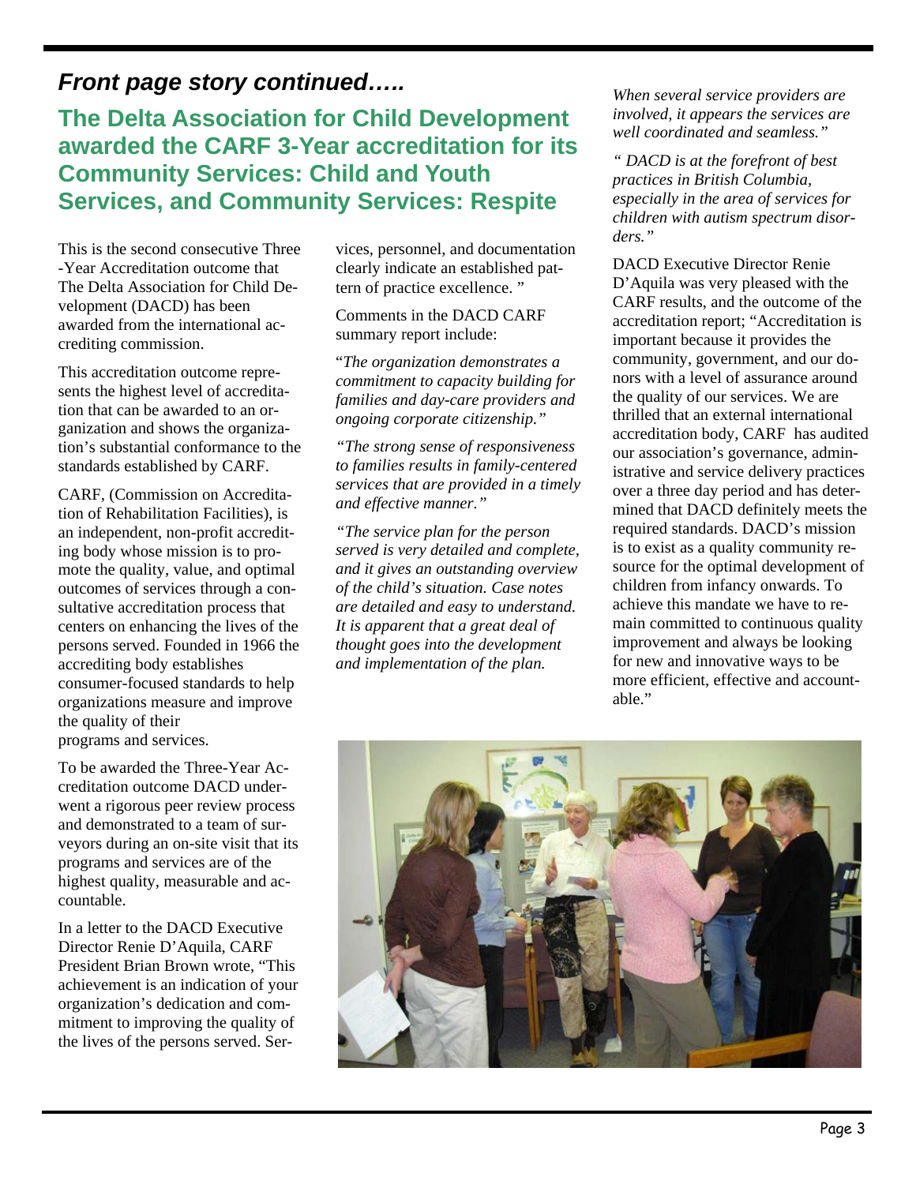## *Front page story continued…..*

# The Delta Association for Child Development awarded the CARF 3-Year accreditation for its Community Services: Child and Youth Services, and Community Services: Respite

This is the second consecutive Three-Year Accreditation outcome that The Delta Association for Child Development (DACD) has been awarded from the international accrediting commission.

This accreditation outcome represents the highest level of accreditation that can be awarded to an organization and shows the organization's substantial conformance to the standards established by CARF.

CARF, (Commission on Accreditation of Rehabilitation Facilities), is an independent, non-profit accrediting body whose mission is to promote the quality, value, and optimal outcomes of services through a consultative accreditation process that centers on enhancing the lives of the persons served. Founded in 1966 the accrediting body establishes consumer-focused standards to help organizations measure and improve the quality of their programs and services.

To be awarded the Three-Year Accreditation outcome DACD underwent a rigorous peer review process and demonstrated to a team of surveyors during an on-site visit that its programs and services are of the highest quality, measurable and accountable.

In a letter to the DACD Executive Director Renie D'Aquila, CARF President Brian Brown wrote, "This achievement is an indication of your organization's dedication and commitment to improving the quality of the lives of the persons served. Services, personnel, and documentation clearly indicate an established pattern of practice excellence. "

Comments in the DACD CARF summary report include:

"*The organization demonstrates a commitment to capacity building for families and day-care providers and ongoing corporate citizenship."*

*"The strong sense of responsiveness to families results in family-centered services that are provided in a timely and effective manner."*

*"The service plan for the person served is very detailed and complete, and it gives an outstanding overview of the child's situation. Case notes are detailed and easy to understand. It is apparent that a great deal of thought goes into the development and implementation of the plan. When several service providers are involved, it appears the services are well coordinated and seamless."*

*" DACD is at the forefront of best practices in British Columbia, especially in the area of services for children with autism spectrum disorders."*

DACD Executive Director Renie D'Aquila was very pleased with the CARF results, and the outcome of the accreditation report; "Accreditation is important because it provides the community, government, and our donors with a level of assurance around the quality of our services. We are thrilled that an external international accreditation body, CARF has audited our association's governance, administrative and service delivery practices over a three day period and has determined that DACD definitely meets the required standards. DACD's mission is to exist as a quality community resource for the optimal development of children from infancy onwards. To achieve this mandate we have to remain committed to continuous quality improvement and always be looking for new and innovative ways to be more efficient, effective and accountable."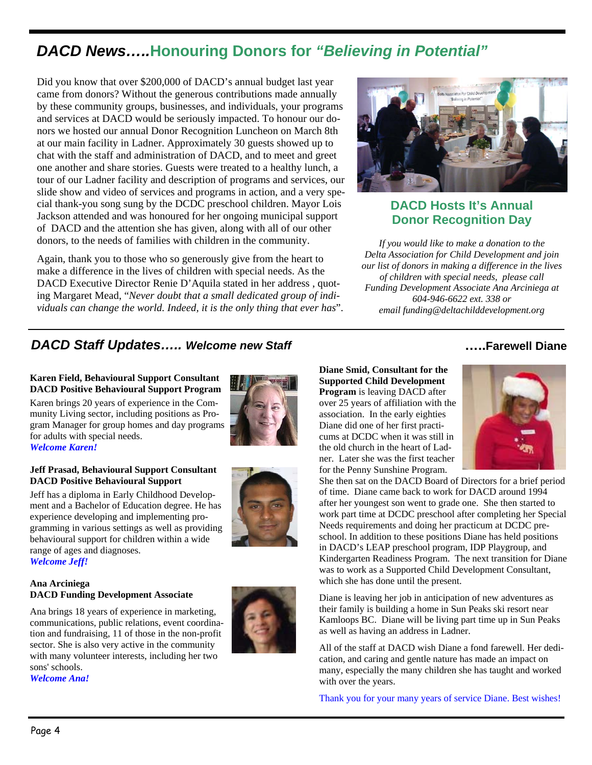# *DACD News…..*Honouring Donors for *"Believing in Potential"*

Did you know that over $200,000 of DACD's annual budget last year came from donors? Without the generous contributions made annually by these community groups, businesses, and individuals, your programs and services at DACD would be seriously impacted. To honour our donors we hosted our annual Donor Recognition Luncheon on March 8th at our main facility in Ladner. Approximately 30 guests showed up to chat with the staff and administration of DACD, and to meet and greet one another and share stories. Guests were treated to a healthy lunch, a tour of our Ladner facility and description of programs and services, our slide show and video of services and programs in action, and a very special thank-you song sung by the DCDC preschool children. Mayor Lois Jackson attended and was honoured for her ongoing municipal support of DACD and the attention she has given, along with all of our other donors, to the needs of families with children in the community.

Again, thank you to those who so generously give from the heart to make a difference in the lives of children with special needs. As the DACD Executive Director Renie D'Aquila stated in her address , quoting Margaret Mead, "*Never doubt that a small dedicated group of individuals can change the world. Indeed, it is the only thing that ever has*".

### DACD Hosts It's Annual Donor Recognition Day

*If you would like to make a donation to the Delta Association for Child Development and join our list of donors in making a difference in the lives of children with special needs, please call Funding Development Associate Ana Arciniega at 604-946-6622 ext. 338 or email funding@deltachilddevelopment.org*

## *DACD Staff Updates…..* *Welcome new Staff*

**Karen Field, Behavioural Support Consultant**
**DACD Positive Behavioural Support Program**

Karen brings 20 years of experience in the Community Living sector, including positions as Program Manager for group homes and day programs for adults with special needs.
***Welcome Karen!***

**Jeff Prasad, Behavioural Support Consultant**
**DACD Positive Behavioural Support**

Jeff has a diploma in Early Childhood Development and a Bachelor of Education degree. He has experience developing and implementing programming in various settings as well as providing behavioural support for children within a wide range of ages and diagnoses.
***Welcome Jeff!***

**Ana Arciniega**
**DACD Funding Development Associate**

Ana brings 18 years of experience in marketing, communications, public relations, event coordination and fundraising, 11 of those in the non-profit sector. She is also very active in the community with many volunteer interests, including her two sons' schools.
***Welcome Ana!***

## …..Farewell Diane

**Diane Smid, Consultant for the Supported Child Development Program** is leaving DACD after over 25 years of affiliation with the association. In the early eighties Diane did one of her first practicums at DCDC when it was still in the old church in the heart of Ladner. Later she was the first teacher for the Penny Sunshine Program. She then sat on the DACD Board of Directors for a brief period of time. Diane came back to work for DACD around 1994 after her youngest son went to grade one. She then started to work part time at DCDC preschool after completing her Special Needs requirements and doing her practicum at DCDC preschool. In addition to these positions Diane has held positions in DACD's LEAP preschool program, IDP Playgroup, and Kindergarten Readiness Program. The next transition for Diane was to work as a Supported Child Development Consultant, which she has done until the present.

Diane is leaving her job in anticipation of new adventures as their family is building a home in Sun Peaks ski resort near Kamloops BC. Diane will be living part time up in Sun Peaks as well as having an address in Ladner.

All of the staff at DACD wish Diane a fond farewell. Her dedication, and caring and gentle nature has made an impact on many, especially the many children she has taught and worked with over the years.

Thank you for your many years of service Diane. Best wishes!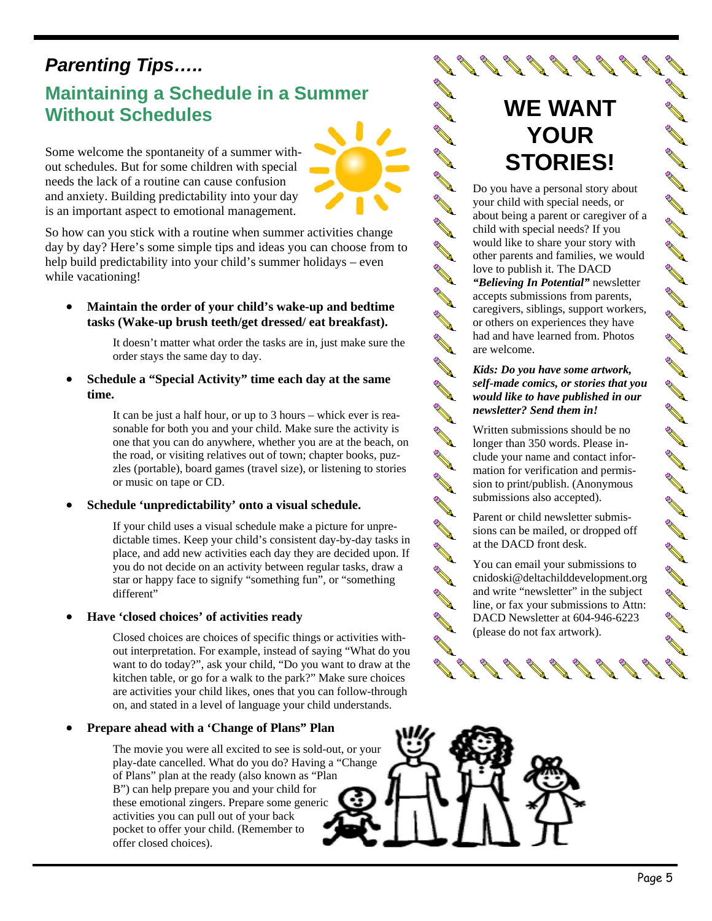# *Parenting Tips…..*

## Maintaining a Schedule in a Summer Without Schedules

Some welcome the spontaneity of a summer without schedules. But for some children with special needs the lack of a routine can cause confusion and anxiety. Building predictability into your day is an important aspect to emotional management.

So how can you stick with a routine when summer activities change day by day? Here's some simple tips and ideas you can choose from to help build predictability into your child's summer holidays – even while vacationing!

- **Maintain the order of your child's wake-up and bedtime tasks (Wake-up brush teeth/get dressed/ eat breakfast).**

  It doesn't matter what order the tasks are in, just make sure the order stays the same day to day.

- **Schedule a "Special Activity" time each day at the same time.**

  It can be just a half hour, or up to 3 hours – which ever is reasonable for both you and your child. Make sure the activity is one that you can do anywhere, whether you are at the beach, on the road, or visiting relatives out of town; chapter books, puzzles (portable), board games (travel size), or listening to stories or music on tape or CD.

- **Schedule 'unpredictability' onto a visual schedule.**

  If your child uses a visual schedule make a picture for unpredictable times. Keep your child's consistent day-by-day tasks in place, and add new activities each day they are decided upon. If you do not decide on an activity between regular tasks, draw a star or happy face to signify "something fun", or "something different"

- **Have 'closed choices' of activities ready**

  Closed choices are choices of specific things or activities without interpretation. For example, instead of saying "What do you want to do today?", ask your child, "Do you want to draw at the kitchen table, or go for a walk to the park?" Make sure choices are activities your child likes, ones that you can follow-through on, and stated in a level of language your child understands.

- **Prepare ahead with a 'Change of Plans" Plan**

  The movie you were all excited to see is sold-out, or your play-date cancelled. What do you do? Having a "Change of Plans" plan at the ready (also known as "Plan B") can help prepare you and your child for these emotional zingers. Prepare some generic activities you can pull out of your back pocket to offer your child. (Remember to offer closed choices).

## WE WANT YOUR STORIES!

Do you have a personal story about your child with special needs, or about being a parent or caregiver of a child with special needs? If you would like to share your story with other parents and families, we would love to publish it. The DACD ***"Believing In Potential"*** newsletter accepts submissions from parents, caregivers, siblings, support workers, or others on experiences they have had and have learned from. Photos are welcome.

***Kids: Do you have some artwork, self-made comics, or stories that you would like to have published in our newsletter? Send them in!***

Written submissions should be no longer than 350 words. Please include your name and contact information for verification and permission to print/publish. (Anonymous submissions also accepted).

Parent or child newsletter submissions can be mailed, or dropped off at the DACD front desk.

You can email your submissions to cnidoski@deltachilddevelopment.org and write "newsletter" in the subject line, or fax your submissions to Attn: DACD Newsletter at 604-946-6223 (please do not fax artwork).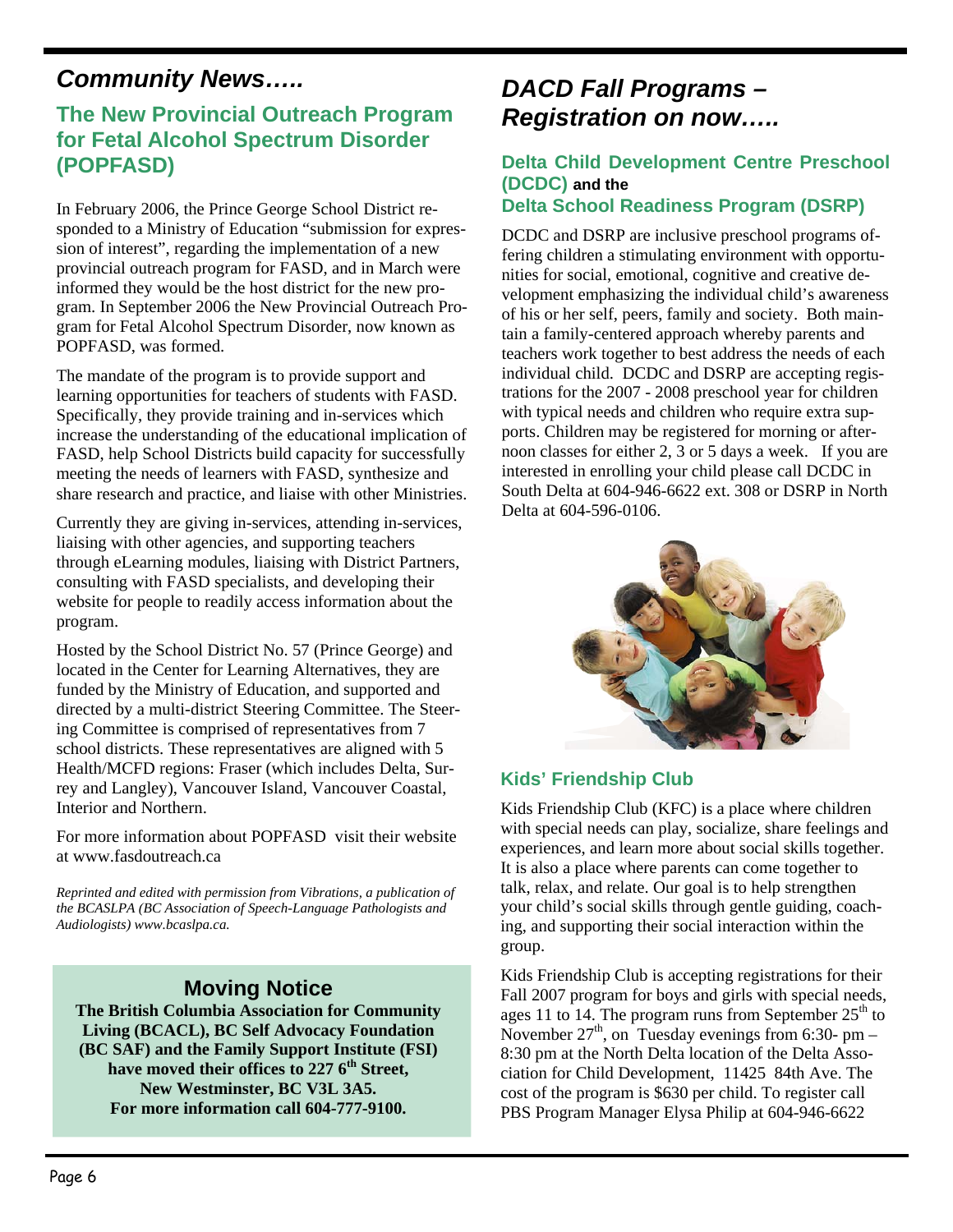# *Community News…..*

## The New Provincial Outreach Program for Fetal Alcohol Spectrum Disorder (POPFASD)

In February 2006, the Prince George School District responded to a Ministry of Education "submission for expression of interest", regarding the implementation of a new provincial outreach program for FASD, and in March were informed they would be the host district for the new program. In September 2006 the New Provincial Outreach Program for Fetal Alcohol Spectrum Disorder, now known as POPFASD, was formed.

The mandate of the program is to provide support and learning opportunities for teachers of students with FASD. Specifically, they provide training and in-services which increase the understanding of the educational implication of FASD, help School Districts build capacity for successfully meeting the needs of learners with FASD, synthesize and share research and practice, and liaise with other Ministries.

Currently they are giving in-services, attending in-services, liaising with other agencies, and supporting teachers through eLearning modules, liaising with District Partners, consulting with FASD specialists, and developing their website for people to readily access information about the program.

Hosted by the School District No. 57 (Prince George) and located in the Center for Learning Alternatives, they are funded by the Ministry of Education, and supported and directed by a multi-district Steering Committee. The Steering Committee is comprised of representatives from 7 school districts. These representatives are aligned with 5 Health/MCFD regions: Fraser (which includes Delta, Surrey and Langley), Vancouver Island, Vancouver Coastal, Interior and Northern.

For more information about POPFASD visit their website at www.fasdoutreach.ca

*Reprinted and edited with permission from Vibrations, a publication of the BCASLPA (BC Association of Speech-Language Pathologists and Audiologists) www.bcaslpa.ca.*

## Moving Notice

**The British Columbia Association for Community Living (BCACL), BC Self Advocacy Foundation (BC SAF) and the Family Support Institute (FSI) have moved their offices to 227 6th Street, New Westminster, BC V3L 3A5. For more information call 604-777-9100.**

# *DACD Fall Programs – Registration on now…..*

### Delta Child Development Centre Preschool (DCDC) and the Delta School Readiness Program (DSRP)

DCDC and DSRP are inclusive preschool programs offering children a stimulating environment with opportunities for social, emotional, cognitive and creative development emphasizing the individual child's awareness of his or her self, peers, family and society. Both maintain a family-centered approach whereby parents and teachers work together to best address the needs of each individual child. DCDC and DSRP are accepting registrations for the 2007 - 2008 preschool year for children with typical needs and children who require extra supports. Children may be registered for morning or afternoon classes for either 2, 3 or 5 days a week. If you are interested in enrolling your child please call DCDC in South Delta at 604-946-6622 ext. 308 or DSRP in North Delta at 604-596-0106.

### Kids' Friendship Club

Kids Friendship Club (KFC) is a place where children with special needs can play, socialize, share feelings and experiences, and learn more about social skills together. It is also a place where parents can come together to talk, relax, and relate. Our goal is to help strengthen your child's social skills through gentle guiding, coaching, and supporting their social interaction within the group.

Kids Friendship Club is accepting registrations for their Fall 2007 program for boys and girls with special needs, ages 11 to 14. The program runs from September 25th to November 27th, on Tuesday evenings from 6:30- pm – 8:30 pm at the North Delta location of the Delta Association for Child Development, 11425 84th Ave. The cost of the program is $630 per child. To register call PBS Program Manager Elysa Philip at 604-946-6622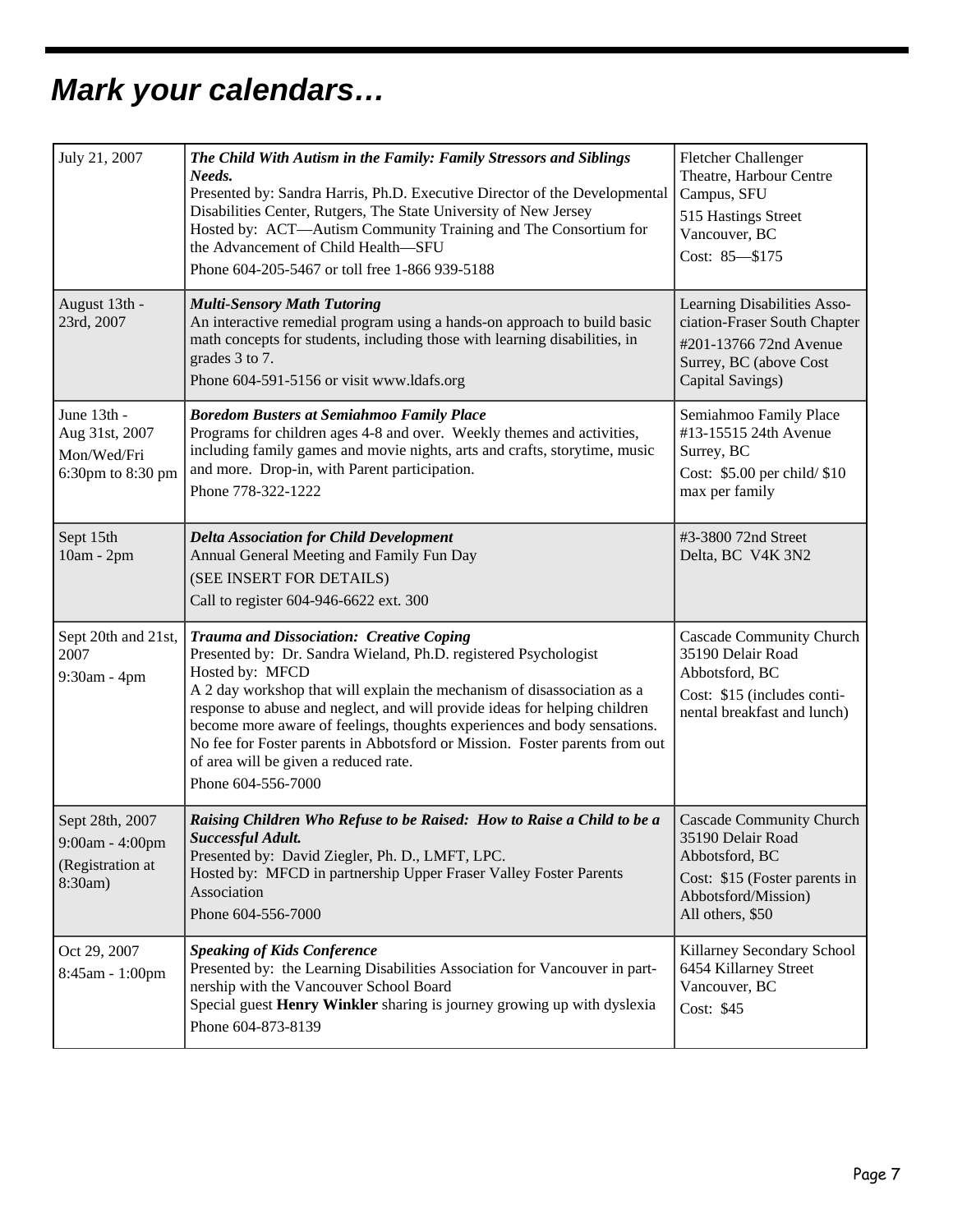# *Mark your calendars…*

| Date | Event | Location |
|---|---|---|
| July 21, 2007 | ***The Child With Autism in the Family: Family Stressors and Siblings Needs.*** Presented by: Sandra Harris, Ph.D. Executive Director of the Developmental Disabilities Center, Rutgers, The State University of New Jersey Hosted by: ACT—Autism Community Training and The Consortium for the Advancement of Child Health—SFU Phone 604-205-5467 or toll free 1-866 939-5188 | Fletcher Challenger Theatre, Harbour Centre Campus, SFU 515 Hastings Street Vancouver, BC Cost: 85—$175 |
| August 13th - 23rd, 2007 | ***Multi-Sensory Math Tutoring*** An interactive remedial program using a hands-on approach to build basic math concepts for students, including those with learning disabilities, in grades 3 to 7. Phone 604-591-5156 or visit www.ldafs.org | Learning Disabilities Association-Fraser South Chapter #201-13766 72nd Avenue Surrey, BC (above Cost Capital Savings) |
| June 13th - Aug 31st, 2007 Mon/Wed/Fri 6:30pm to 8:30 pm | ***Boredom Busters at Semiahmoo Family Place*** Programs for children ages 4-8 and over. Weekly themes and activities, including family games and movie nights, arts and crafts, storytime, music and more. Drop-in, with Parent participation. Phone 778-322-1222 | Semiahmoo Family Place #13-15515 24th Avenue Surrey, BC Cost: $5.00 per child/ $10 max per family |
| Sept 15th 10am - 2pm | ***Delta Association for Child Development*** Annual General Meeting and Family Fun Day (SEE INSERT FOR DETAILS) Call to register 604-946-6622 ext. 300 | #3-3800 72nd Street Delta, BC V4K 3N2 |
| Sept 20th and 21st, 2007 9:30am - 4pm | ***Trauma and Dissociation: Creative Coping*** Presented by: Dr. Sandra Wieland, Ph.D. registered Psychologist Hosted by: MFCD A 2 day workshop that will explain the mechanism of disassociation as a response to abuse and neglect, and will provide ideas for helping children become more aware of feelings, thoughts experiences and body sensations. No fee for Foster parents in Abbotsford or Mission. Foster parents from out of area will be given a reduced rate. Phone 604-556-7000 | Cascade Community Church 35190 Delair Road Abbotsford, BC Cost: $15 (includes continental breakfast and lunch) |
| Sept 28th, 2007 9:00am - 4:00pm (Registration at 8:30am) | ***Raising Children Who Refuse to be Raised: How to Raise a Child to be a Successful Adult.*** Presented by: David Ziegler, Ph. D., LMFT, LPC. Hosted by: MFCD in partnership Upper Fraser Valley Foster Parents Association Phone 604-556-7000 | Cascade Community Church 35190 Delair Road Abbotsford, BC Cost: $15 (Foster parents in Abbotsford/Mission) All others, $50 |
| Oct 29, 2007 8:45am - 1:00pm | ***Speaking of Kids Conference*** Presented by: the Learning Disabilities Association for Vancouver in partnership with the Vancouver School Board Special guest **Henry Winkler** sharing is journey growing up with dyslexia Phone 604-873-8139 | Killarney Secondary School 6454 Killarney Street Vancouver, BC Cost: $45 |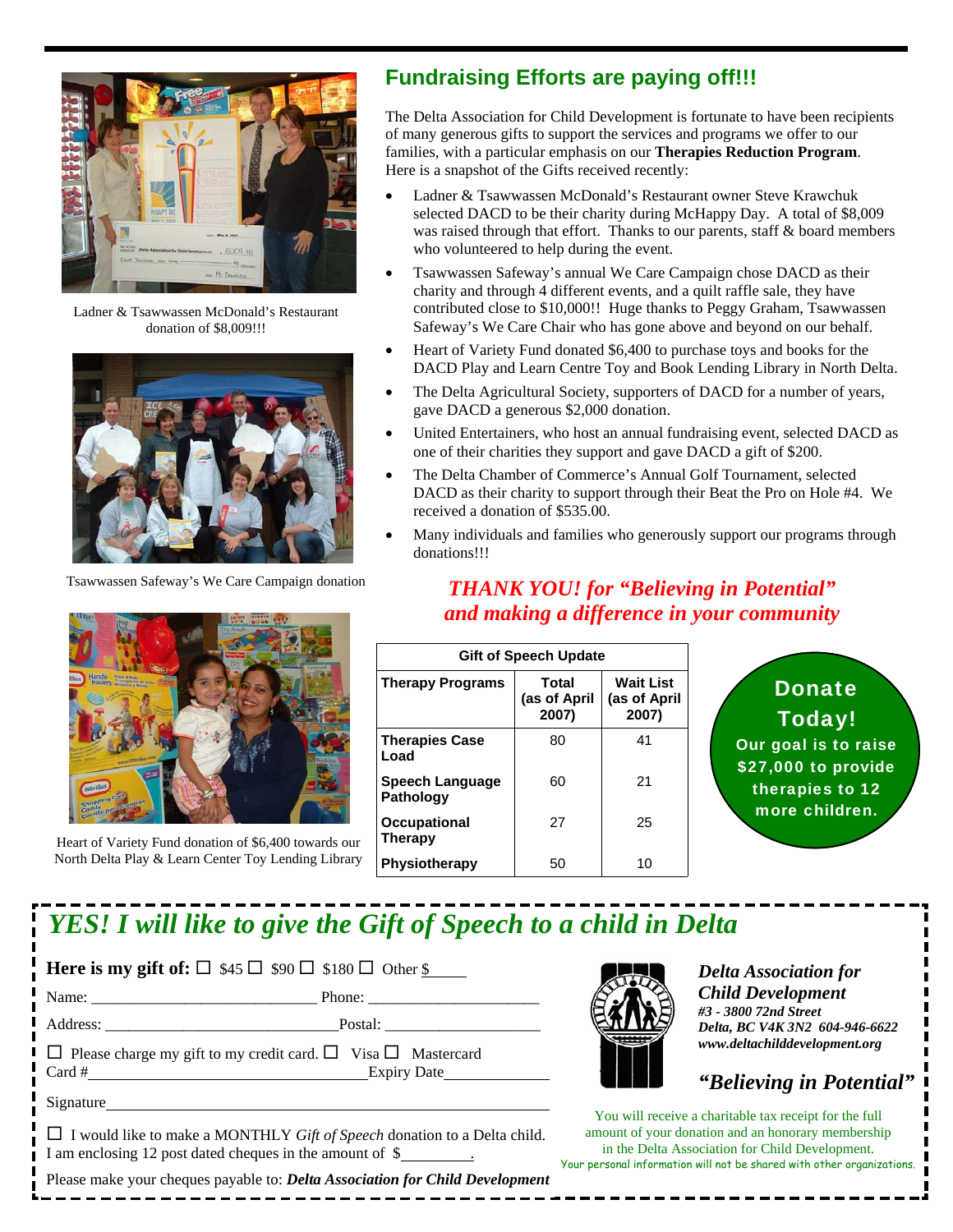Ladner & Tsawwassen McDonald's Restaurant donation of $8,009!!!

Tsawwassen Safeway's We Care Campaign donation

Heart of Variety Fund donation of $6,400 towards our North Delta Play & Learn Center Toy Lending Library

## Fundraising Efforts are paying off!!!

The Delta Association for Child Development is fortunate to have been recipients of many generous gifts to support the services and programs we offer to our families, with a particular emphasis on our **Therapies Reduction Program**. Here is a snapshot of the Gifts received recently:

- Ladner & Tsawwassen McDonald's Restaurant owner Steve Krawchuk selected DACD to be their charity during McHappy Day. A total of $8,009 was raised through that effort. Thanks to our parents, staff & board members who volunteered to help during the event.
- Tsawwassen Safeway's annual We Care Campaign chose DACD as their charity and through 4 different events, and a quilt raffle sale, they have contributed close to $10,000!! Huge thanks to Peggy Graham, Tsawwassen Safeway's We Care Chair who has gone above and beyond on our behalf.
- Heart of Variety Fund donated $6,400 to purchase toys and books for the DACD Play and Learn Centre Toy and Book Lending Library in North Delta.
- The Delta Agricultural Society, supporters of DACD for a number of years, gave DACD a generous $2,000 donation.
- United Entertainers, who host an annual fundraising event, selected DACD as one of their charities they support and gave DACD a gift of $200.
- The Delta Chamber of Commerce's Annual Golf Tournament, selected DACD as their charity to support through their Beat the Pro on Hole #4. We received a donation of $535.00.
- Many individuals and families who generously support our programs through donations!!!

***THANK YOU! for "Believing in Potential" and making a difference in your community***

**Gift of Speech Update**

| Therapy Programs | Total (as of April 2007) | Wait List (as of April 2007) |
|---|---|---|
| Therapies Case Load | 80 | 41 |
| Speech Language Pathology | 60 | 21 |
| Occupational Therapy | 27 | 25 |
| Physiotherapy | 50 | 10 |

**Donate Today!**
**Our goal is to raise $27,000 to provide therapies to 12 more children.**

## *YES! I will like to give the Gift of Speech to a child in Delta*

**Here is my gift of:** ☐ $45 ☐ $90 ☐ $180 ☐ Other $_____

Name: ____________________________ Phone: _____________________

Address: ______________________________Postal: ___________________

☐ Please charge my gift to my credit card. ☐ Visa ☐ Mastercard
Card #_____________________________________Expiry Date____________

Signature_______________________________________________________

☐ I would like to make a MONTHLY *Gift of Speech* donation to a Delta child. I am enclosing 12 post dated cheques in the amount of $________.

Please make your cheques payable to: ***Delta Association for Child Development***

***Delta Association for Child Development***
***#3 - 3800 72nd Street***
***Delta, BC V4K 3N2 604-946-6622***
***www.deltachilddevelopment.org***

***"Believing in Potential"***

You will receive a charitable tax receipt for the full amount of your donation and an honorary membership in the Delta Association for Child Development.
Your personal information will not be shared with other organizations.